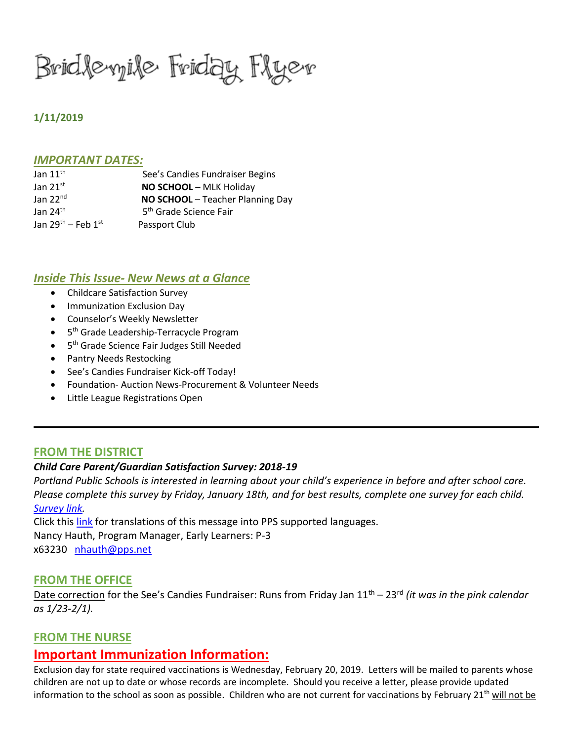# Bridlemile Friday Flyer

**1/11/2019**

## *IMPORTANT DATES:*

| | |
|---|---|
| Jan 11th | See's Candies Fundraiser Begins |
| Jan 21st | **NO SCHOOL** – MLK Holiday |
| Jan 22nd | **NO SCHOOL** – Teacher Planning Day |
| Jan 24th | 5th Grade Science Fair |
| Jan 29th – Feb 1st | Passport Club |

## *Inside This Issue- New News at a Glance*

- Childcare Satisfaction Survey
- Immunization Exclusion Day
- Counselor's Weekly Newsletter
- 5th Grade Leadership-Terracycle Program
- 5th Grade Science Fair Judges Still Needed
- Pantry Needs Restocking
- See's Candies Fundraiser Kick-off Today!
- Foundation- Auction News-Procurement & Volunteer Needs
- Little League Registrations Open

---

## FROM THE DISTRICT

***Child Care Parent/Guardian Satisfaction Survey: 2018-19***

*Portland Public Schools is interested in learning about your child's experience in before and after school care. Please complete this survey by Friday, January 18th, and for best results, complete one survey for each child. Survey link.*

Click this link for translations of this message into PPS supported languages.
Nancy Hauth, Program Manager, Early Learners: P-3
x63230 nhauth@pps.net

## FROM THE OFFICE

Date correction for the See's Candies Fundraiser: Runs from Friday Jan 11th – 23rd *(it was in the pink calendar as 1/23-2/1).*

## FROM THE NURSE

## Important Immunization Information:

Exclusion day for state required vaccinations is Wednesday, February 20, 2019. Letters will be mailed to parents whose children are not up to date or whose records are incomplete. Should you receive a letter, please provide updated information to the school as soon as possible. Children who are not current for vaccinations by February 21st will not be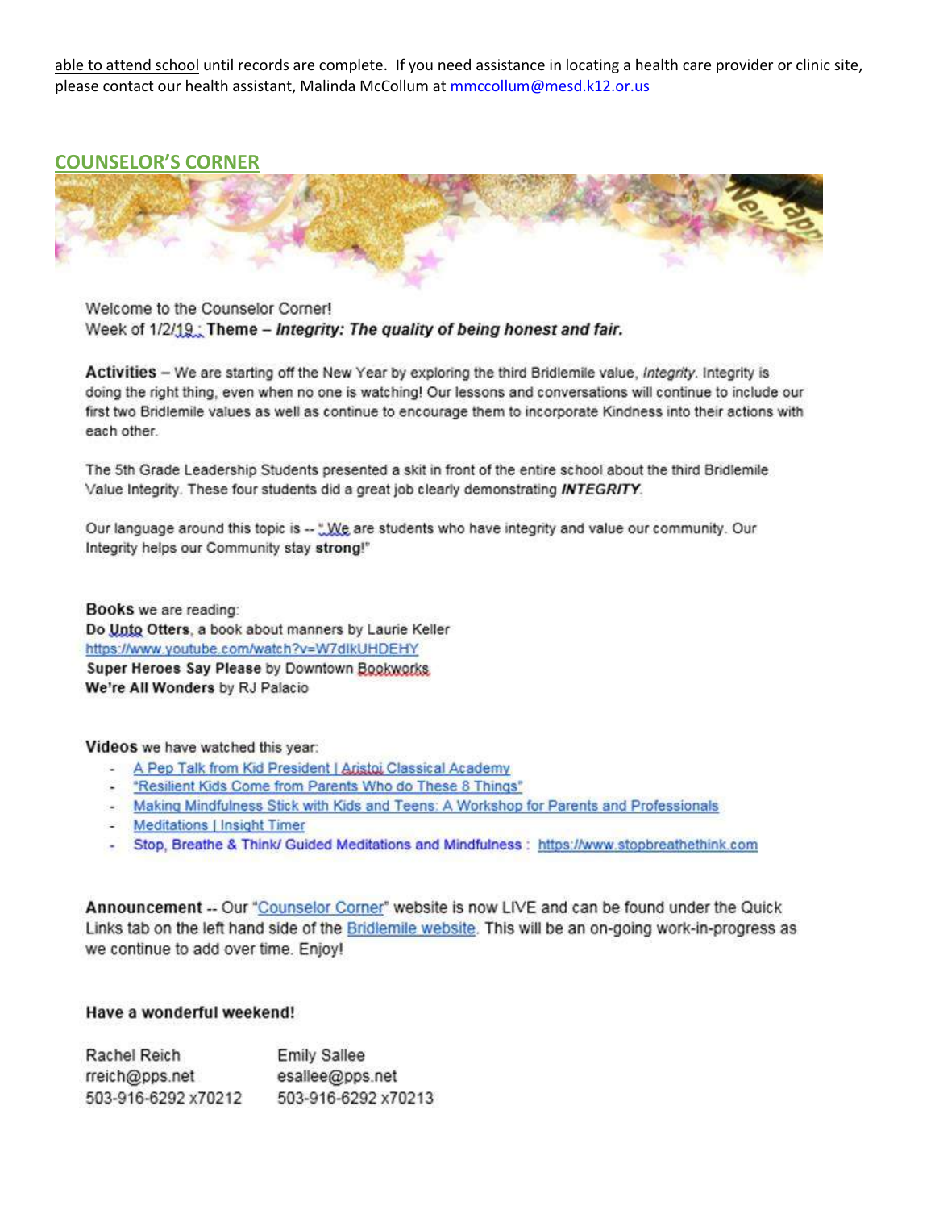able to attend school until records are complete.  If you need assistance in locating a health care provider or clinic site, please contact our health assistant, Malinda McCollum at mmccollum@mesd.k12.or.us

## COUNSELOR'S CORNER

Welcome to the Counselor Corner!
Week of 1/2/19 : Theme – ***Integrity: The quality of being honest and fair.***

**Activities** – We are starting off the New Year by exploring the third Bridlemile value, *Integrity*. Integrity is doing the right thing, even when no one is watching! Our lessons and conversations will continue to include our first two Bridlemile values as well as continue to encourage them to incorporate Kindness into their actions with each other.

The 5th Grade Leadership Students presented a skit in front of the entire school about the third Bridlemile Value Integrity. These four students did a great job clearly demonstrating ***INTEGRITY***.

Our language around this topic is -- " We are students who have integrity and value our community. Our Integrity helps our Community stay **strong**!"

**Books** we are reading:
**Do Unto Otters**, a book about manners by Laurie Keller
https://www.youtube.com/watch?v=W7dlkUHDEHY
**Super Heroes Say Please** by Downtown Bookworks
**We're All Wonders** by RJ Palacio

**Videos** we have watched this year:

- A Pep Talk from Kid President | Aristoi Classical Academy
- "Resilient Kids Come from Parents Who do These 8 Things"
- Making Mindfulness Stick with Kids and Teens: A Workshop for Parents and Professionals
- Meditations | Insight Timer
- Stop, Breathe & Think/ Guided Meditations and Mindfulness : https://www.stopbreathethink.com

**Announcement** -- Our "Counselor Corner" website is now LIVE and can be found under the Quick Links tab on the left hand side of the Bridlemile website. This will be an on-going work-in-progress as we continue to add over time. Enjoy!

**Have a wonderful weekend!**

| Rachel Reich | Emily Sallee |
|---|---|
| rreich@pps.net | esallee@pps.net |
| 503-916-6292 x70212 | 503-916-6292 x70213 |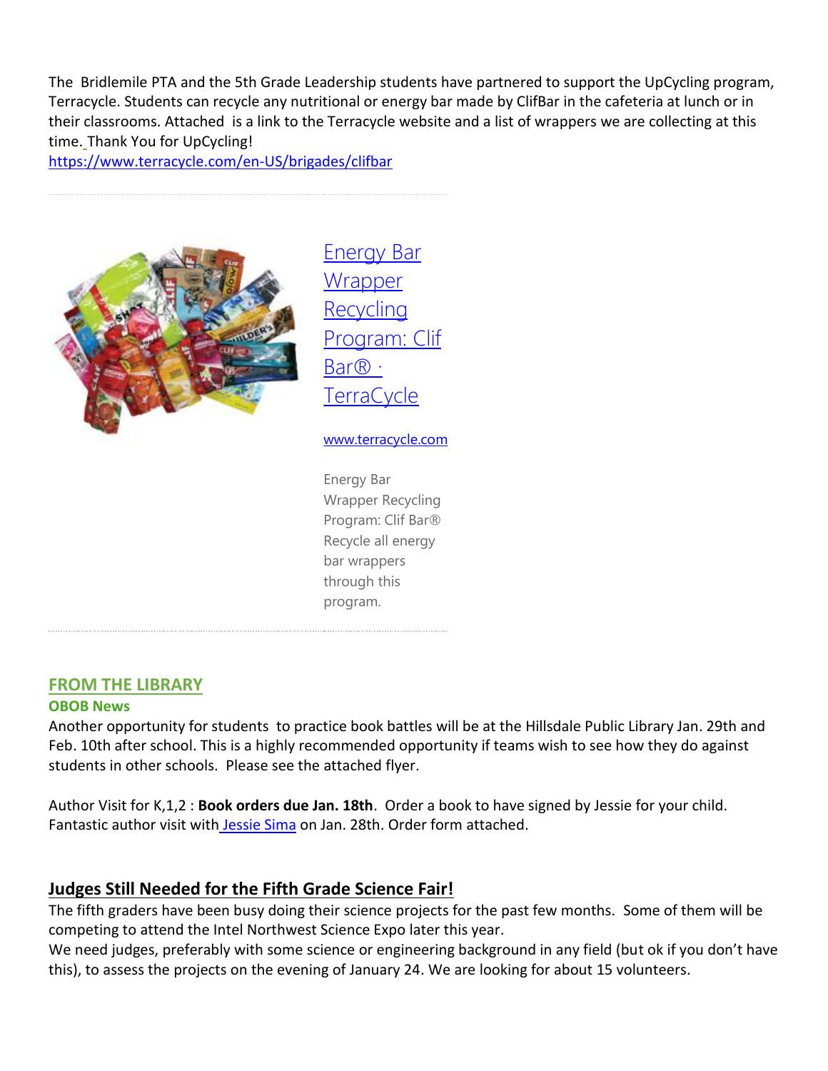The Bridlemile PTA and the 5th Grade Leadership students have partnered to support the UpCycling program, Terracycle. Students can recycle any nutritional or energy bar made by ClifBar in the cafeteria at lunch or in their classrooms. Attached is a link to the Terracycle website and a list of wrappers we are collecting at this time. Thank You for UpCycling!
https://www.terracycle.com/en-US/brigades/clifbar

[Energy Bar Wrapper Recycling Program: Clif Bar® · TerraCycle](https://www.terracycle.com/en-US/brigades/clifbar)

www.terracycle.com

Energy Bar Wrapper Recycling Program: Clif Bar® Recycle all energy bar wrappers through this program.

## FROM THE LIBRARY

### OBOB News

Another opportunity for students to practice book battles will be at the Hillsdale Public Library Jan. 29th and Feb. 10th after school. This is a highly recommended opportunity if teams wish to see how they do against students in other schools. Please see the attached flyer.

Author Visit for K,1,2 : **Book orders due Jan. 18th**. Order a book to have signed by Jessie for your child. Fantastic author visit with Jessie Sima on Jan. 28th. Order form attached.

## Judges Still Needed for the Fifth Grade Science Fair!

The fifth graders have been busy doing their science projects for the past few months. Some of them will be competing to attend the Intel Northwest Science Expo later this year.
We need judges, preferably with some science or engineering background in any field (but ok if you don't have this), to assess the projects on the evening of January 24. We are looking for about 15 volunteers.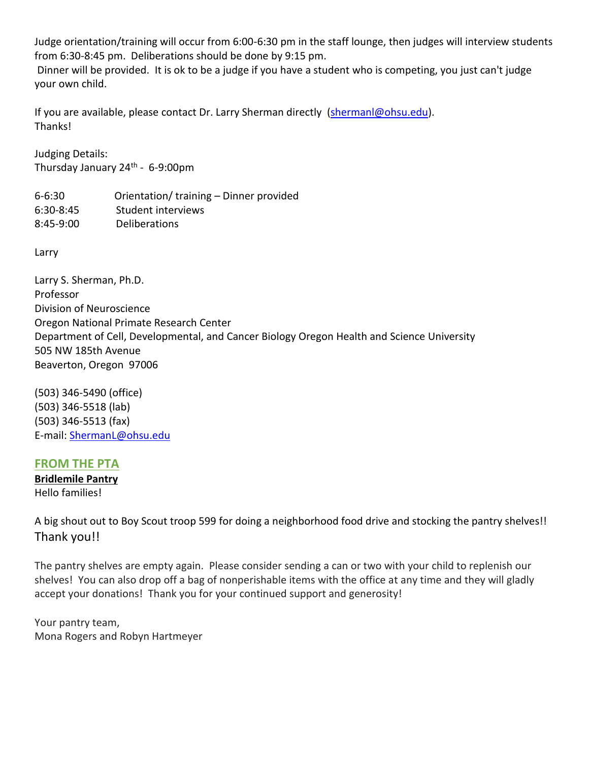Judge orientation/training will occur from 6:00-6:30 pm in the staff lounge, then judges will interview students from 6:30-8:45 pm. Deliberations should be done by 9:15 pm.

Dinner will be provided. It is ok to be a judge if you have a student who is competing, you just can't judge your own child.

If you are available, please contact Dr. Larry Sherman directly (shermanl@ohsu.edu).
Thanks!

Judging Details:
Thursday January 24th - 6-9:00pm

| | |
|---|---|
| 6-6:30 | Orientation/ training – Dinner provided |
| 6:30-8:45 | Student interviews |
| 8:45-9:00 | Deliberations |

Larry

Larry S. Sherman, Ph.D.
Professor
Division of Neuroscience
Oregon National Primate Research Center
Department of Cell, Developmental, and Cancer Biology Oregon Health and Science University
505 NW 185th Avenue
Beaverton, Oregon 97006

(503) 346-5490 (office)
(503) 346-5518 (lab)
(503) 346-5513 (fax)
E-mail: ShermanL@ohsu.edu

## FROM THE PTA

**Bridlemile Pantry**

Hello families!

A big shout out to Boy Scout troop 599 for doing a neighborhood food drive and stocking the pantry shelves!! Thank you!!

The pantry shelves are empty again. Please consider sending a can or two with your child to replenish our shelves! You can also drop off a bag of nonperishable items with the office at any time and they will gladly accept your donations! Thank you for your continued support and generosity!

Your pantry team,
Mona Rogers and Robyn Hartmeyer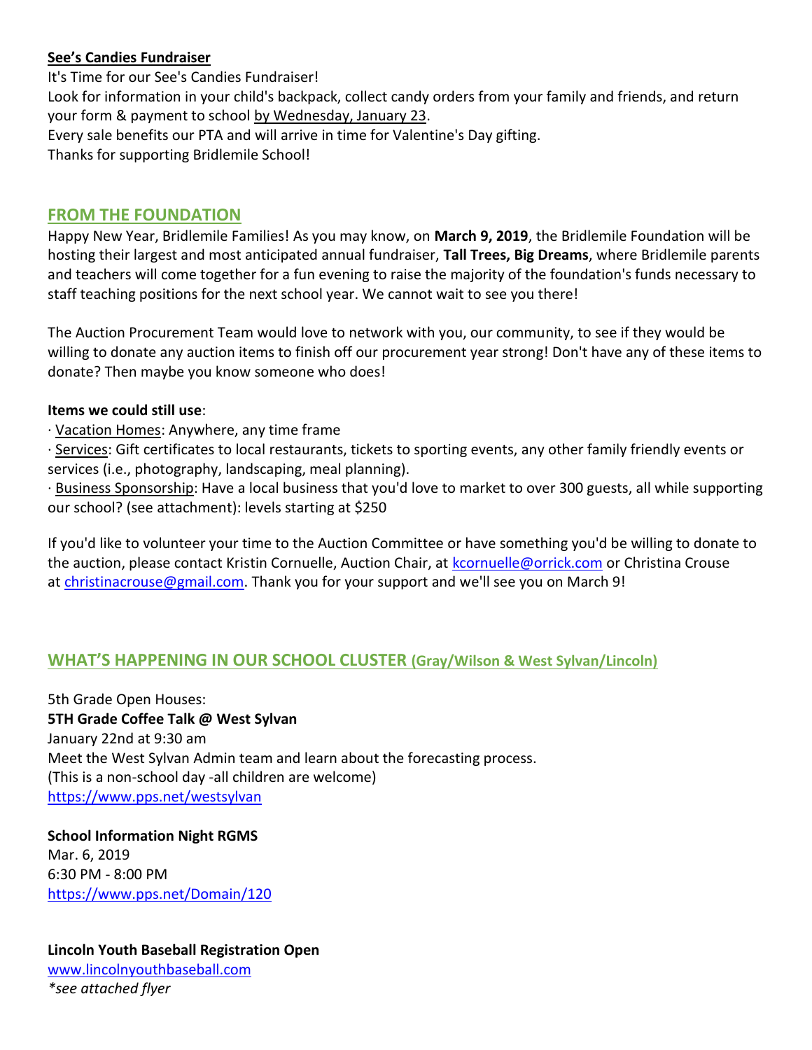**See's Candies Fundraiser**

It's Time for our See's Candies Fundraiser!
Look for information in your child's backpack, collect candy orders from your family and friends, and return your form & payment to school by Wednesday, January 23.
Every sale benefits our PTA and will arrive in time for Valentine's Day gifting.
Thanks for supporting Bridlemile School!

## FROM THE FOUNDATION

Happy New Year, Bridlemile Families! As you may know, on **March 9, 2019**, the Bridlemile Foundation will be hosting their largest and most anticipated annual fundraiser, **Tall Trees, Big Dreams**, where Bridlemile parents and teachers will come together for a fun evening to raise the majority of the foundation's funds necessary to staff teaching positions for the next school year. We cannot wait to see you there!

The Auction Procurement Team would love to network with you, our community, to see if they would be willing to donate any auction items to finish off our procurement year strong! Don't have any of these items to donate? Then maybe you know someone who does!

**Items we could still use**:

· Vacation Homes: Anywhere, any time frame
· Services: Gift certificates to local restaurants, tickets to sporting events, any other family friendly events or services (i.e., photography, landscaping, meal planning).
· Business Sponsorship: Have a local business that you'd love to market to over 300 guests, all while supporting our school? (see attachment): levels starting at $250

If you'd like to volunteer your time to the Auction Committee or have something you'd be willing to donate to the auction, please contact Kristin Cornuelle, Auction Chair, at kcornuelle@orrick.com or Christina Crouse at christinacrouse@gmail.com. Thank you for your support and we'll see you on March 9!

## WHAT'S HAPPENING IN OUR SCHOOL CLUSTER (Gray/Wilson & West Sylvan/Lincoln)

5th Grade Open Houses:
**5TH Grade Coffee Talk @ West Sylvan**
January 22nd at 9:30 am
Meet the West Sylvan Admin team and learn about the forecasting process.
(This is a non-school day -all children are welcome)
https://www.pps.net/westsylvan

**School Information Night RGMS**
Mar. 6, 2019
6:30 PM - 8:00 PM
https://www.pps.net/Domain/120

**Lincoln Youth Baseball Registration Open**
www.lincolnyouthbaseball.com
*\*see attached flyer*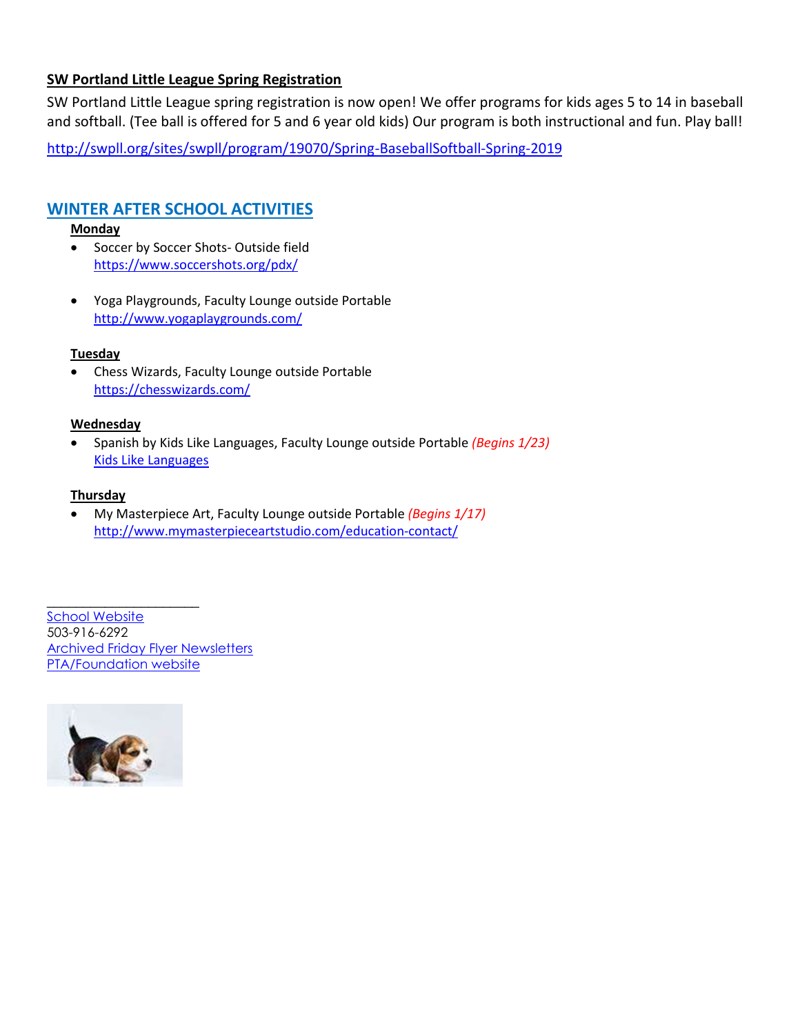**SW Portland Little League Spring Registration**

SW Portland Little League spring registration is now open! We offer programs for kids ages 5 to 14 in baseball and softball. (Tee ball is offered for 5 and 6 year old kids) Our program is both instructional and fun. Play ball!

http://swpll.org/sites/swpll/program/19070/Spring-BaseballSoftball-Spring-2019

## WINTER AFTER SCHOOL ACTIVITIES

**Monday**

- Soccer by Soccer Shots- Outside field
  https://www.soccershots.org/pdx/

- Yoga Playgrounds, Faculty Lounge outside Portable
  http://www.yogaplaygrounds.com/

**Tuesday**

- Chess Wizards, Faculty Lounge outside Portable
  https://chesswizards.com/

**Wednesday**

- Spanish by Kids Like Languages, Faculty Lounge outside Portable *(Begins 1/23)*
  Kids Like Languages

**Thursday**

- My Masterpiece Art, Faculty Lounge outside Portable *(Begins 1/17)*
  http://www.mymasterpieceartstudio.com/education-contact/

---

School Website
503-916-6292
Archived Friday Flyer Newsletters
PTA/Foundation website